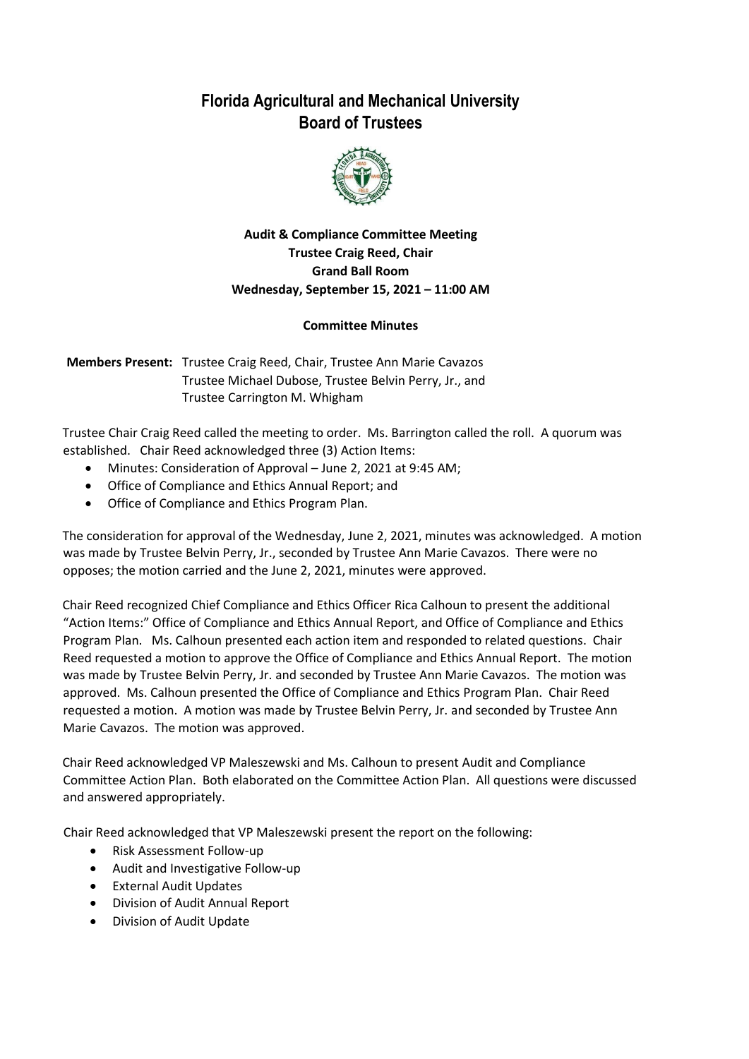# Florida Agricultural and Mechanical University
# Board of Trustees

**Audit & Compliance Committee Meeting**
**Trustee Craig Reed, Chair**
**Grand Ball Room**
**Wednesday, September 15, 2021 – 11:00 AM**

**Committee Minutes**

**Members Present:** Trustee Craig Reed, Chair, Trustee Ann Marie Cavazos
Trustee Michael Dubose, Trustee Belvin Perry, Jr., and
Trustee Carrington M. Whigham

Trustee Chair Craig Reed called the meeting to order. Ms. Barrington called the roll. A quorum was established. Chair Reed acknowledged three (3) Action Items:

- Minutes: Consideration of Approval – June 2, 2021 at 9:45 AM;
- Office of Compliance and Ethics Annual Report; and
- Office of Compliance and Ethics Program Plan.

The consideration for approval of the Wednesday, June 2, 2021, minutes was acknowledged. A motion was made by Trustee Belvin Perry, Jr., seconded by Trustee Ann Marie Cavazos. There were no opposes; the motion carried and the June 2, 2021, minutes were approved.

Chair Reed recognized Chief Compliance and Ethics Officer Rica Calhoun to present the additional "Action Items:" Office of Compliance and Ethics Annual Report, and Office of Compliance and Ethics Program Plan. Ms. Calhoun presented each action item and responded to related questions. Chair Reed requested a motion to approve the Office of Compliance and Ethics Annual Report. The motion was made by Trustee Belvin Perry, Jr. and seconded by Trustee Ann Marie Cavazos. The motion was approved. Ms. Calhoun presented the Office of Compliance and Ethics Program Plan. Chair Reed requested a motion. A motion was made by Trustee Belvin Perry, Jr. and seconded by Trustee Ann Marie Cavazos. The motion was approved.

Chair Reed acknowledged VP Maleszewski and Ms. Calhoun to present Audit and Compliance Committee Action Plan. Both elaborated on the Committee Action Plan. All questions were discussed and answered appropriately.

Chair Reed acknowledged that VP Maleszewski present the report on the following:

- Risk Assessment Follow-up
- Audit and Investigative Follow-up
- External Audit Updates
- Division of Audit Annual Report
- Division of Audit Update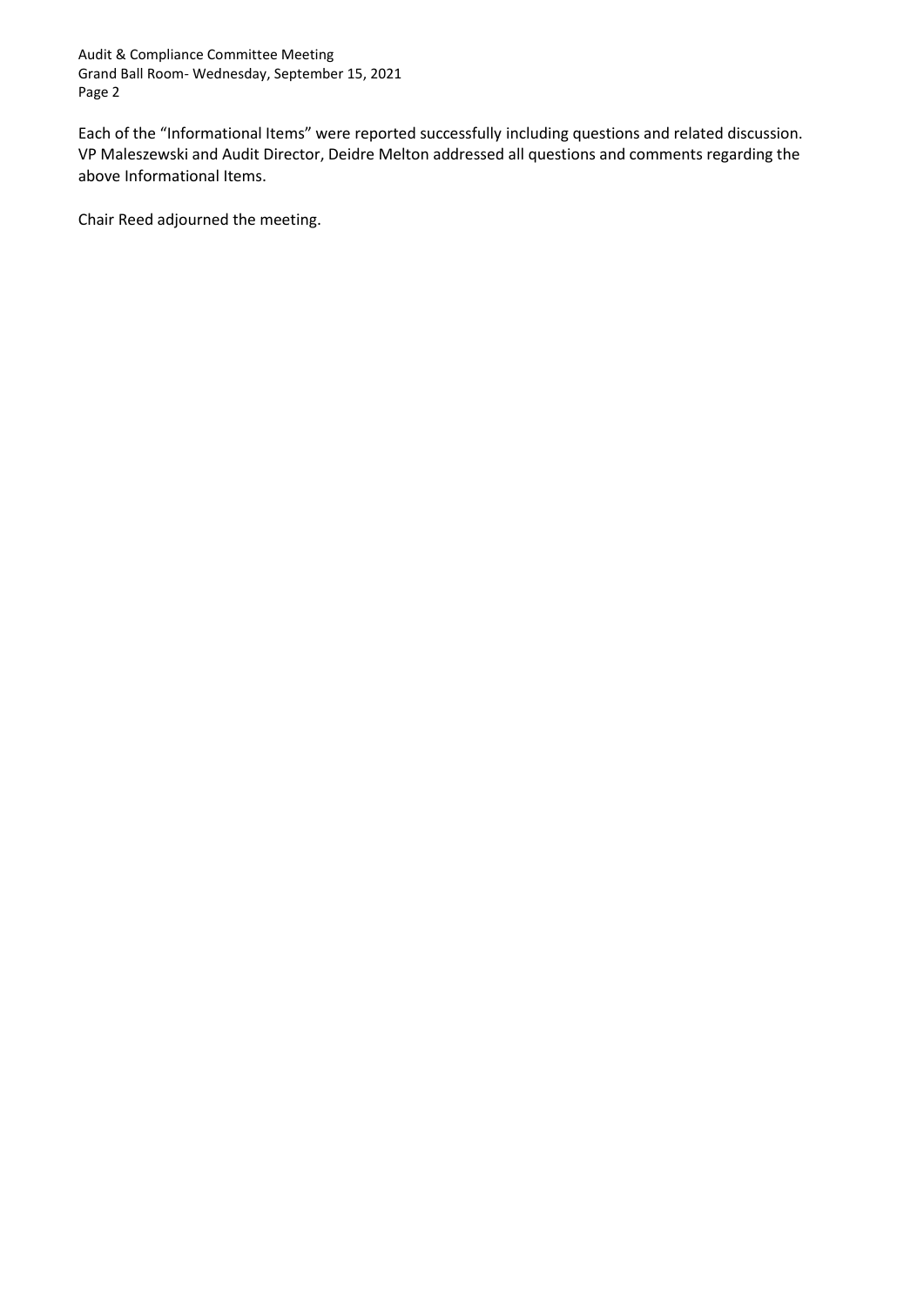Each of the “Informational Items” were reported successfully including questions and related discussion. VP Maleszewski and Audit Director, Deidre Melton addressed all questions and comments regarding the above Informational Items.

Chair Reed adjourned the meeting.